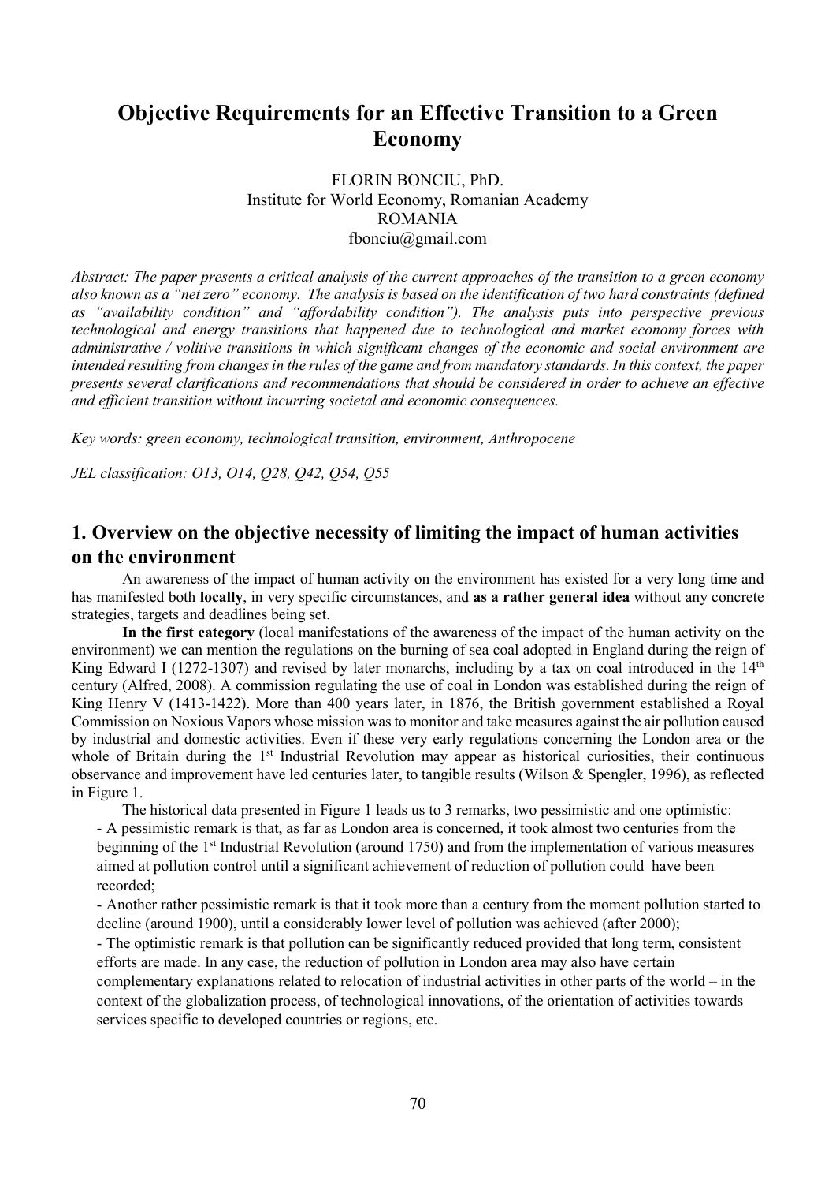# Objective Requirements for an Effective Transition to a Green Economy

FLORIN BONCIU, PhD.
Institute for World Economy, Romanian Academy
ROMANIA
fbonciu@gmail.com

*Abstract: The paper presents a critical analysis of the current approaches of the transition to a green economy also known as a "net zero" economy. The analysis is based on the identification of two hard constraints (defined as "availability condition" and "affordability condition"). The analysis puts into perspective previous technological and energy transitions that happened due to technological and market economy forces with administrative / volitive transitions in which significant changes of the economic and social environment are intended resulting from changes in the rules of the game and from mandatory standards. In this context, the paper presents several clarifications and recommendations that should be considered in order to achieve an effective and efficient transition without incurring societal and economic consequences.*

*Key words: green economy, technological transition, environment, Anthropocene*

*JEL classification: O13, O14, Q28, Q42, Q54, Q55*

## 1. Overview on the objective necessity of limiting the impact of human activities on the environment

An awareness of the impact of human activity on the environment has existed for a very long time and has manifested both **locally**, in very specific circumstances, and **as a rather general idea** without any concrete strategies, targets and deadlines being set.

**In the first category** (local manifestations of the awareness of the impact of the human activity on the environment) we can mention the regulations on the burning of sea coal adopted in England during the reign of King Edward I (1272-1307) and revised by later monarchs, including by a tax on coal introduced in the 14th century (Alfred, 2008). A commission regulating the use of coal in London was established during the reign of King Henry V (1413-1422). More than 400 years later, in 1876, the British government established a Royal Commission on Noxious Vapors whose mission was to monitor and take measures against the air pollution caused by industrial and domestic activities. Even if these very early regulations concerning the London area or the whole of Britain during the 1st Industrial Revolution may appear as historical curiosities, their continuous observance and improvement have led centuries later, to tangible results (Wilson & Spengler, 1996), as reflected in Figure 1.

The historical data presented in Figure 1 leads us to 3 remarks, two pessimistic and one optimistic:

- A pessimistic remark is that, as far as London area is concerned, it took almost two centuries from the beginning of the 1st Industrial Revolution (around 1750) and from the implementation of various measures aimed at pollution control until a significant achievement of reduction of pollution could have been recorded;
- Another rather pessimistic remark is that it took more than a century from the moment pollution started to decline (around 1900), until a considerably lower level of pollution was achieved (after 2000);
- The optimistic remark is that pollution can be significantly reduced provided that long term, consistent efforts are made. In any case, the reduction of pollution in London area may also have certain complementary explanations related to relocation of industrial activities in other parts of the world – in the context of the globalization process, of technological innovations, of the orientation of activities towards services specific to developed countries or regions, etc.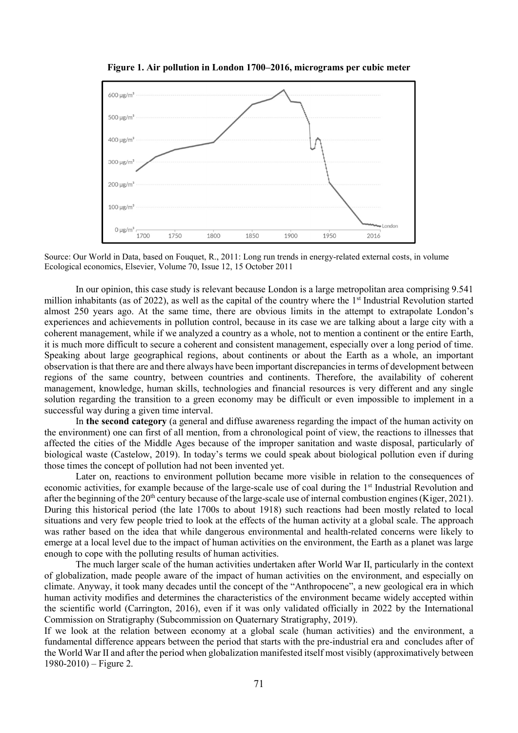**Figure 1. Air pollution in London 1700–2016, micrograms per cubic meter**

Source: Our World in Data, based on Fouquet, R., 2011: Long run trends in energy-related external costs, in volume Ecological economics, Elsevier, Volume 70, Issue 12, 15 October 2011

In our opinion, this case study is relevant because London is a large metropolitan area comprising 9.541 million inhabitants (as of 2022), as well as the capital of the country where the 1st Industrial Revolution started almost 250 years ago. At the same time, there are obvious limits in the attempt to extrapolate London's experiences and achievements in pollution control, because in its case we are talking about a large city with a coherent management, while if we analyzed a country as a whole, not to mention a continent or the entire Earth, it is much more difficult to secure a coherent and consistent management, especially over a long period of time. Speaking about large geographical regions, about continents or about the Earth as a whole, an important observation is that there are and there always have been important discrepancies in terms of development between regions of the same country, between countries and continents. Therefore, the availability of coherent management, knowledge, human skills, technologies and financial resources is very different and any single solution regarding the transition to a green economy may be difficult or even impossible to implement in a successful way during a given time interval.

In **the second category** (a general and diffuse awareness regarding the impact of the human activity on the environment) one can first of all mention, from a chronological point of view, the reactions to illnesses that affected the cities of the Middle Ages because of the improper sanitation and waste disposal, particularly of biological waste (Castelow, 2019). In today's terms we could speak about biological pollution even if during those times the concept of pollution had not been invented yet.

Later on, reactions to environment pollution became more visible in relation to the consequences of economic activities, for example because of the large-scale use of coal during the 1st Industrial Revolution and after the beginning of the 20th century because of the large-scale use of internal combustion engines (Kiger, 2021). During this historical period (the late 1700s to about 1918) such reactions had been mostly related to local situations and very few people tried to look at the effects of the human activity at a global scale. The approach was rather based on the idea that while dangerous environmental and health-related concerns were likely to emerge at a local level due to the impact of human activities on the environment, the Earth as a planet was large enough to cope with the polluting results of human activities.

The much larger scale of the human activities undertaken after World War II, particularly in the context of globalization, made people aware of the impact of human activities on the environment, and especially on climate. Anyway, it took many decades until the concept of the "Anthropocene", a new geological era in which human activity modifies and determines the characteristics of the environment became widely accepted within the scientific world (Carrington, 2016), even if it was only validated officially in 2022 by the International Commission on Stratigraphy (Subcommission on Quaternary Stratigraphy, 2019).

If we look at the relation between economy at a global scale (human activities) and the environment, a fundamental difference appears between the period that starts with the pre-industrial era and concludes after of the World War II and after the period when globalization manifested itself most visibly (approximatively between 1980-2010) – Figure 2.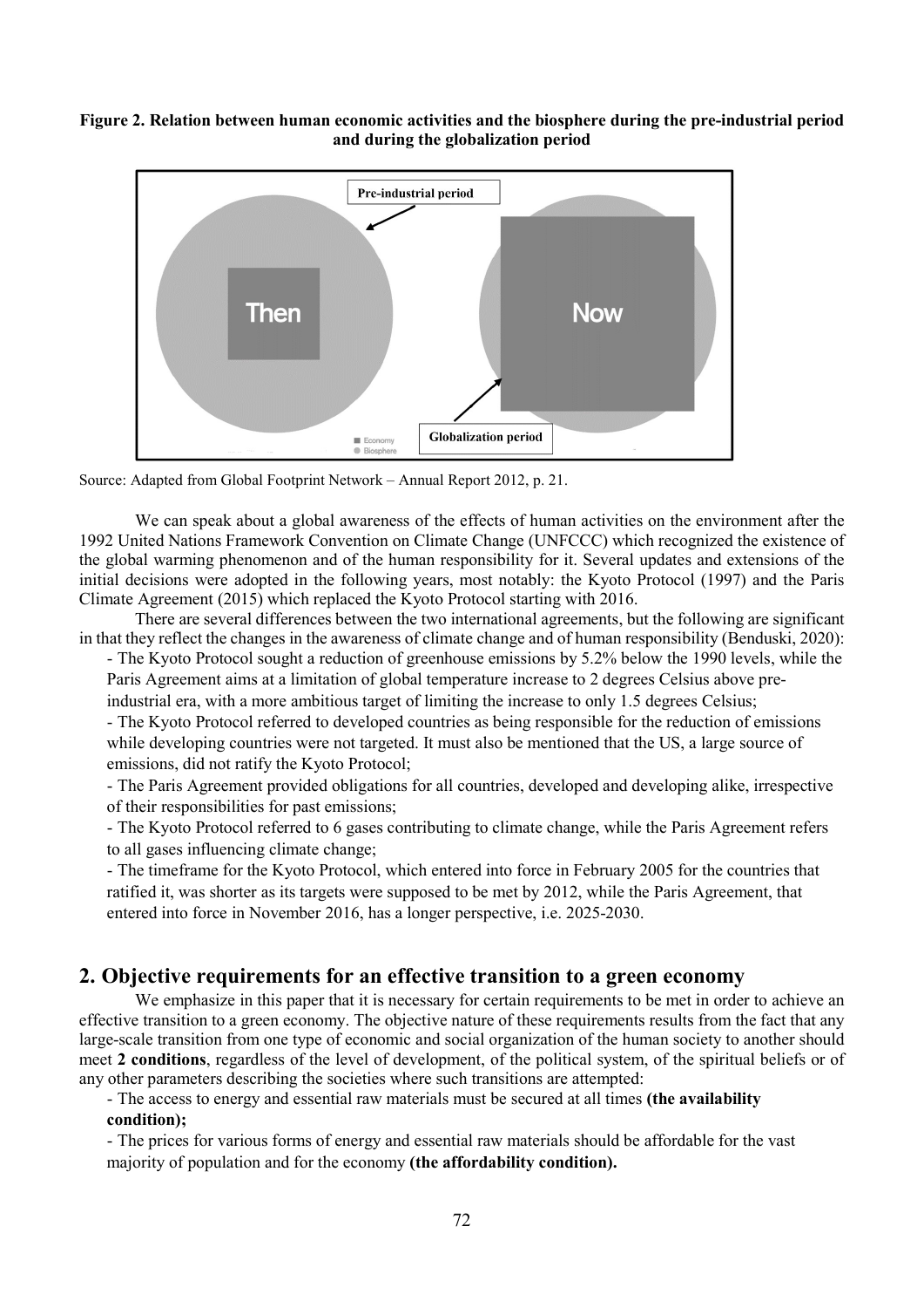**Figure 2. Relation between human economic activities and the biosphere during the pre-industrial period and during the globalization period**

Source: Adapted from Global Footprint Network – Annual Report 2012, p. 21.

We can speak about a global awareness of the effects of human activities on the environment after the 1992 United Nations Framework Convention on Climate Change (UNFCCC) which recognized the existence of the global warming phenomenon and of the human responsibility for it. Several updates and extensions of the initial decisions were adopted in the following years, most notably: the Kyoto Protocol (1997) and the Paris Climate Agreement (2015) which replaced the Kyoto Protocol starting with 2016.

There are several differences between the two international agreements, but the following are significant in that they reflect the changes in the awareness of climate change and of human responsibility (Benduski, 2020):

- The Kyoto Protocol sought a reduction of greenhouse emissions by 5.2% below the 1990 levels, while the Paris Agreement aims at a limitation of global temperature increase to 2 degrees Celsius above pre-industrial era, with a more ambitious target of limiting the increase to only 1.5 degrees Celsius;
- The Kyoto Protocol referred to developed countries as being responsible for the reduction of emissions while developing countries were not targeted. It must also be mentioned that the US, a large source of emissions, did not ratify the Kyoto Protocol;
- The Paris Agreement provided obligations for all countries, developed and developing alike, irrespective of their responsibilities for past emissions;
- The Kyoto Protocol referred to 6 gases contributing to climate change, while the Paris Agreement refers to all gases influencing climate change;
- The timeframe for the Kyoto Protocol, which entered into force in February 2005 for the countries that ratified it, was shorter as its targets were supposed to be met by 2012, while the Paris Agreement, that entered into force in November 2016, has a longer perspective, i.e. 2025-2030.

## 2. Objective requirements for an effective transition to a green economy

We emphasize in this paper that it is necessary for certain requirements to be met in order to achieve an effective transition to a green economy. The objective nature of these requirements results from the fact that any large-scale transition from one type of economic and social organization of the human society to another should meet **2 conditions**, regardless of the level of development, of the political system, of the spiritual beliefs or of any other parameters describing the societies where such transitions are attempted:

- The access to energy and essential raw materials must be secured at all times **(the availability condition);**
- The prices for various forms of energy and essential raw materials should be affordable for the vast majority of population and for the economy **(the affordability condition).**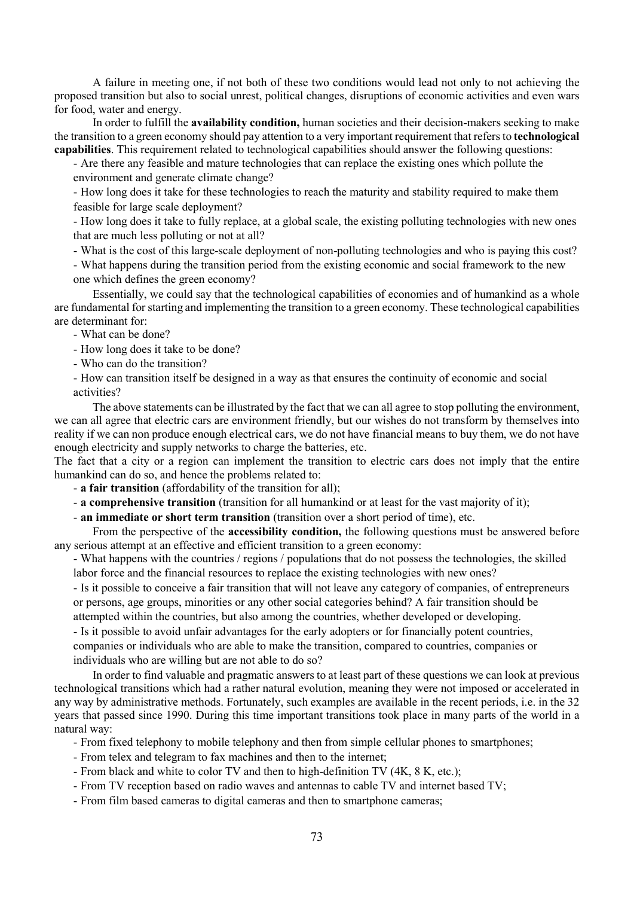A failure in meeting one, if not both of these two conditions would lead not only to not achieving the proposed transition but also to social unrest, political changes, disruptions of economic activities and even wars for food, water and energy.

In order to fulfill the **availability condition,** human societies and their decision-makers seeking to make the transition to a green economy should pay attention to a very important requirement that refers to **technological capabilities**. This requirement related to technological capabilities should answer the following questions:

- Are there any feasible and mature technologies that can replace the existing ones which pollute the environment and generate climate change?
- How long does it take for these technologies to reach the maturity and stability required to make them feasible for large scale deployment?
- How long does it take to fully replace, at a global scale, the existing polluting technologies with new ones that are much less polluting or not at all?
- What is the cost of this large-scale deployment of non-polluting technologies and who is paying this cost?
- What happens during the transition period from the existing economic and social framework to the new one which defines the green economy?

Essentially, we could say that the technological capabilities of economies and of humankind as a whole are fundamental for starting and implementing the transition to a green economy. These technological capabilities are determinant for:

- What can be done?
- How long does it take to be done?
- Who can do the transition?
- How can transition itself be designed in a way as that ensures the continuity of economic and social activities?

The above statements can be illustrated by the fact that we can all agree to stop polluting the environment, we can all agree that electric cars are environment friendly, but our wishes do not transform by themselves into reality if we can non produce enough electrical cars, we do not have financial means to buy them, we do not have enough electricity and supply networks to charge the batteries, etc.

The fact that a city or a region can implement the transition to electric cars does not imply that the entire humankind can do so, and hence the problems related to:

- **a fair transition** (affordability of the transition for all);
- **a comprehensive transition** (transition for all humankind or at least for the vast majority of it);
- **an immediate or short term transition** (transition over a short period of time), etc.

From the perspective of the **accessibility condition,** the following questions must be answered before any serious attempt at an effective and efficient transition to a green economy:

- What happens with the countries / regions / populations that do not possess the technologies, the skilled labor force and the financial resources to replace the existing technologies with new ones?
- Is it possible to conceive a fair transition that will not leave any category of companies, of entrepreneurs or persons, age groups, minorities or any other social categories behind? A fair transition should be attempted within the countries, but also among the countries, whether developed or developing.
- Is it possible to avoid unfair advantages for the early adopters or for financially potent countries, companies or individuals who are able to make the transition, compared to countries, companies or individuals who are willing but are not able to do so?

In order to find valuable and pragmatic answers to at least part of these questions we can look at previous technological transitions which had a rather natural evolution, meaning they were not imposed or accelerated in any way by administrative methods. Fortunately, such examples are available in the recent periods, i.e. in the 32 years that passed since 1990. During this time important transitions took place in many parts of the world in a natural way:

- From fixed telephony to mobile telephony and then from simple cellular phones to smartphones;
- From telex and telegram to fax machines and then to the internet;
- From black and white to color TV and then to high-definition TV (4K, 8 K, etc.);
- From TV reception based on radio waves and antennas to cable TV and internet based TV;
- From film based cameras to digital cameras and then to smartphone cameras;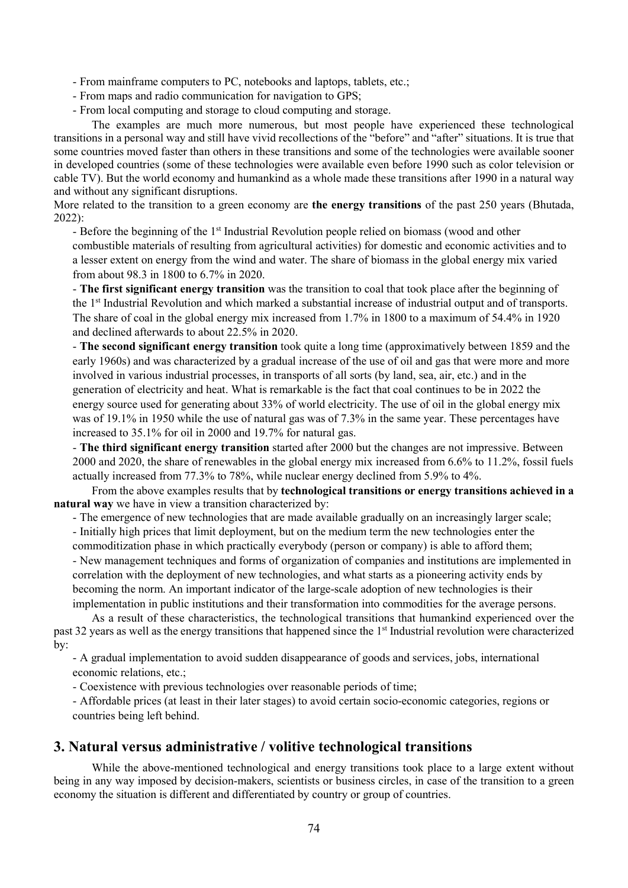- From mainframe computers to PC, notebooks and laptops, tablets, etc.;
- From maps and radio communication for navigation to GPS;
- From local computing and storage to cloud computing and storage.

The examples are much more numerous, but most people have experienced these technological transitions in a personal way and still have vivid recollections of the "before" and "after" situations. It is true that some countries moved faster than others in these transitions and some of the technologies were available sooner in developed countries (some of these technologies were available even before 1990 such as color television or cable TV). But the world economy and humankind as a whole made these transitions after 1990 in a natural way and without any significant disruptions.

More related to the transition to a green economy are **the energy transitions** of the past 250 years (Bhutada, 2022):

- Before the beginning of the 1st Industrial Revolution people relied on biomass (wood and other combustible materials of resulting from agricultural activities) for domestic and economic activities and to a lesser extent on energy from the wind and water. The share of biomass in the global energy mix varied from about 98.3 in 1800 to 6.7% in 2020.
- **The first significant energy transition** was the transition to coal that took place after the beginning of the 1st Industrial Revolution and which marked a substantial increase of industrial output and of transports. The share of coal in the global energy mix increased from 1.7% in 1800 to a maximum of 54.4% in 1920 and declined afterwards to about 22.5% in 2020.
- **The second significant energy transition** took quite a long time (approximatively between 1859 and the early 1960s) and was characterized by a gradual increase of the use of oil and gas that were more and more involved in various industrial processes, in transports of all sorts (by land, sea, air, etc.) and in the generation of electricity and heat. What is remarkable is the fact that coal continues to be in 2022 the energy source used for generating about 33% of world electricity. The use of oil in the global energy mix was of 19.1% in 1950 while the use of natural gas was of 7.3% in the same year. These percentages have increased to 35.1% for oil in 2000 and 19.7% for natural gas.
- **The third significant energy transition** started after 2000 but the changes are not impressive. Between 2000 and 2020, the share of renewables in the global energy mix increased from 6.6% to 11.2%, fossil fuels actually increased from 77.3% to 78%, while nuclear energy declined from 5.9% to 4%.

From the above examples results that by **technological transitions or energy transitions achieved in a natural way** we have in view a transition characterized by:

- The emergence of new technologies that are made available gradually on an increasingly larger scale;
- Initially high prices that limit deployment, but on the medium term the new technologies enter the commoditization phase in which practically everybody (person or company) is able to afford them;
- New management techniques and forms of organization of companies and institutions are implemented in correlation with the deployment of new technologies, and what starts as a pioneering activity ends by becoming the norm. An important indicator of the large-scale adoption of new technologies is their implementation in public institutions and their transformation into commodities for the average persons.

As a result of these characteristics, the technological transitions that humankind experienced over the past 32 years as well as the energy transitions that happened since the 1st Industrial revolution were characterized by:

- A gradual implementation to avoid sudden disappearance of goods and services, jobs, international economic relations, etc.;
- Coexistence with previous technologies over reasonable periods of time;
- Affordable prices (at least in their later stages) to avoid certain socio-economic categories, regions or countries being left behind.

## 3. Natural versus administrative / volitive technological transitions

While the above-mentioned technological and energy transitions took place to a large extent without being in any way imposed by decision-makers, scientists or business circles, in case of the transition to a green economy the situation is different and differentiated by country or group of countries.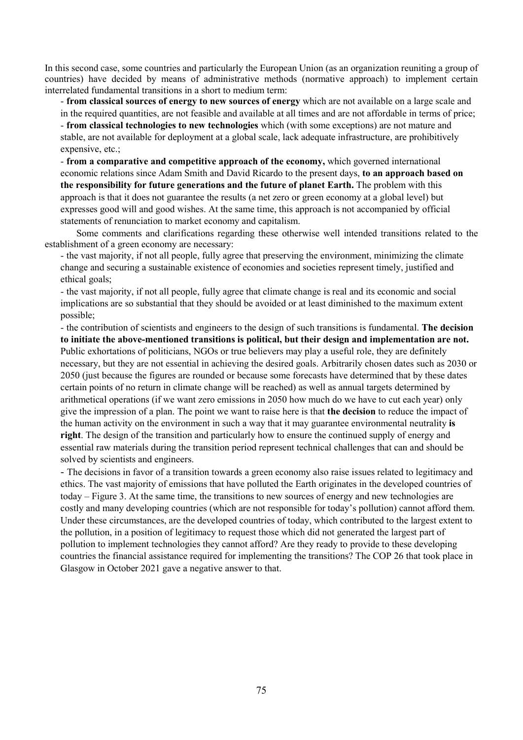In this second case, some countries and particularly the European Union (as an organization reuniting a group of countries) have decided by means of administrative methods (normative approach) to implement certain interrelated fundamental transitions in a short to medium term:

- **from classical sources of energy to new sources of energy** which are not available on a large scale and in the required quantities, are not feasible and available at all times and are not affordable in terms of price;
- **from classical technologies to new technologies** which (with some exceptions) are not mature and stable, are not available for deployment at a global scale, lack adequate infrastructure, are prohibitively expensive, etc.;
- **from a comparative and competitive approach of the economy,** which governed international economic relations since Adam Smith and David Ricardo to the present days, **to an approach based on the responsibility for future generations and the future of planet Earth.** The problem with this approach is that it does not guarantee the results (a net zero or green economy at a global level) but expresses good will and good wishes. At the same time, this approach is not accompanied by official statements of renunciation to market economy and capitalism.

Some comments and clarifications regarding these otherwise well intended transitions related to the establishment of a green economy are necessary:

- the vast majority, if not all people, fully agree that preserving the environment, minimizing the climate change and securing a sustainable existence of economies and societies represent timely, justified and ethical goals;
- the vast majority, if not all people, fully agree that climate change is real and its economic and social implications are so substantial that they should be avoided or at least diminished to the maximum extent possible;
- the contribution of scientists and engineers to the design of such transitions is fundamental. **The decision to initiate the above-mentioned transitions is political, but their design and implementation are not.** Public exhortations of politicians, NGOs or true believers may play a useful role, they are definitely necessary, but they are not essential in achieving the desired goals. Arbitrarily chosen dates such as 2030 or 2050 (just because the figures are rounded or because some forecasts have determined that by these dates certain points of no return in climate change will be reached) as well as annual targets determined by arithmetical operations (if we want zero emissions in 2050 how much do we have to cut each year) only give the impression of a plan. The point we want to raise here is that **the decision** to reduce the impact of the human activity on the environment in such a way that it may guarantee environmental neutrality **is right**. The design of the transition and particularly how to ensure the continued supply of energy and essential raw materials during the transition period represent technical challenges that can and should be solved by scientists and engineers.
- The decisions in favor of a transition towards a green economy also raise issues related to legitimacy and ethics. The vast majority of emissions that have polluted the Earth originates in the developed countries of today – Figure 3. At the same time, the transitions to new sources of energy and new technologies are costly and many developing countries (which are not responsible for today's pollution) cannot afford them. Under these circumstances, are the developed countries of today, which contributed to the largest extent to the pollution, in a position of legitimacy to request those which did not generated the largest part of pollution to implement technologies they cannot afford? Are they ready to provide to these developing countries the financial assistance required for implementing the transitions? The COP 26 that took place in Glasgow in October 2021 gave a negative answer to that.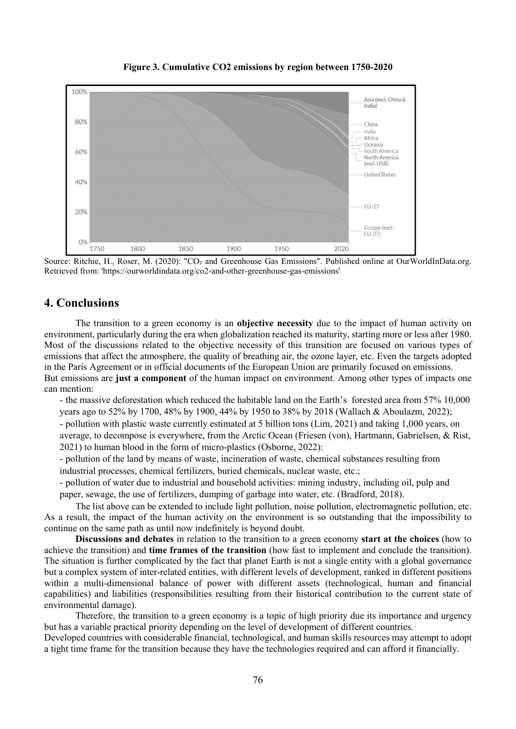**Figure 3. Cumulative CO2 emissions by region between 1750-2020**

Source: Ritchie, H., Roser, M. (2020): "$CO_2$ and Greenhouse Gas Emissions". Published online at OurWorldInData.org. Retrieved from: 'https://ourworldindata.org/co2-and-other-greenhouse-gas-emissions'

## 4. Conclusions

The transition to a green economy is an **objective necessity** due to the impact of human activity on environment, particularly during the era when globalization reached its maturity, starting more or less after 1980. Most of the discussions related to the objective necessity of this transition are focused on various types of emissions that affect the atmosphere, the quality of breathing air, the ozone layer, etc. Even the targets adopted in the Paris Agreement or in official documents of the European Union are primarily focused on emissions.
But emissions are **just a component** of the human impact on environment. Among other types of impacts one can mention:

- the massive deforestation which reduced the habitable land on the Earth's forested area from 57% 10,000 years ago to 52% by 1700, 48% by 1900, 44% by 1950 to 38% by 2018 (Wallach & Aboulazm, 2022);
- pollution with plastic waste currently estimated at 5 billion tons (Lim, 2021) and taking 1,000 years, on average, to decompose is everywhere, from the Arctic Ocean (Friesen (von), Hartmann, Gabrielsen, & Rist, 2021) to human blood in the form of micro-plastics (Osborne, 2022):
- pollution of the land by means of waste, incineration of waste, chemical substances resulting from industrial processes, chemical fertilizers, buried chemicals, nuclear waste, etc.;
- pollution of water due to industrial and household activities: mining industry, including oil, pulp and paper, sewage, the use of fertilizers, dumping of garbage into water, etc. (Bradford, 2018).

The list above can be extended to include light pollution, noise pollution, electromagnetic pollution, etc. As a result, the impact of the human activity on the environment is so outstanding that the impossibility to continue on the same path as until now indefinitely is beyond doubt.

**Discussions and debates** in relation to the transition to a green economy **start at the choices** (how to achieve the transition) and **time frames of the transition** (how fast to implement and conclude the transition). The situation is further complicated by the fact that planet Earth is not a single entity with a global governance but a complex system of inter-related entities, with different levels of development, ranked in different positions within a multi-dimensional balance of power with different assets (technological, human and financial capabilities) and liabilities (responsibilities resulting from their historical contribution to the current state of environmental damage).

Therefore, the transition to a green economy is a topic of high priority due its importance and urgency but has a variable practical priority depending on the level of development of different countries.
Developed countries with considerable financial, technological, and human skills resources may attempt to adopt a tight time frame for the transition because they have the technologies required and can afford it financially.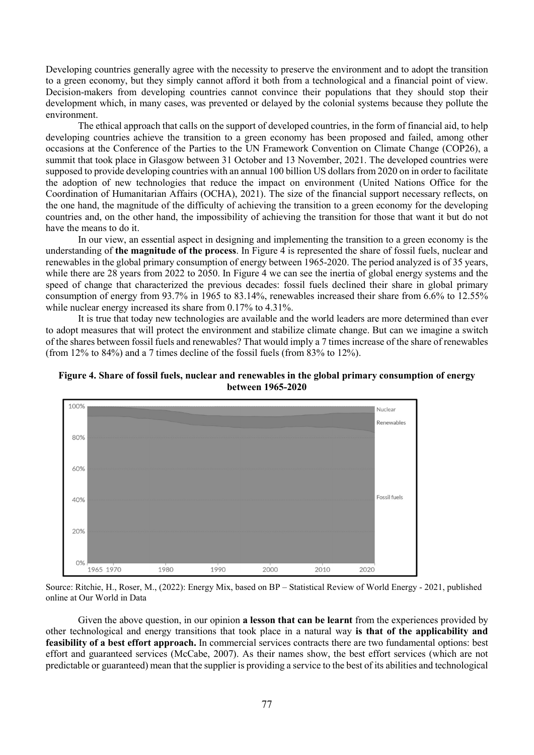Developing countries generally agree with the necessity to preserve the environment and to adopt the transition to a green economy, but they simply cannot afford it both from a technological and a financial point of view. Decision-makers from developing countries cannot convince their populations that they should stop their development which, in many cases, was prevented or delayed by the colonial systems because they pollute the environment.

The ethical approach that calls on the support of developed countries, in the form of financial aid, to help developing countries achieve the transition to a green economy has been proposed and failed, among other occasions at the Conference of the Parties to the UN Framework Convention on Climate Change (COP26), a summit that took place in Glasgow between 31 October and 13 November, 2021. The developed countries were supposed to provide developing countries with an annual 100 billion US dollars from 2020 on in order to facilitate the adoption of new technologies that reduce the impact on environment (United Nations Office for the Coordination of Humanitarian Affairs (OCHA), 2021). The size of the financial support necessary reflects, on the one hand, the magnitude of the difficulty of achieving the transition to a green economy for the developing countries and, on the other hand, the impossibility of achieving the transition for those that want it but do not have the means to do it.

In our view, an essential aspect in designing and implementing the transition to a green economy is the understanding of **the magnitude of the process**. In Figure 4 is represented the share of fossil fuels, nuclear and renewables in the global primary consumption of energy between 1965-2020. The period analyzed is of 35 years, while there are 28 years from 2022 to 2050. In Figure 4 we can see the inertia of global energy systems and the speed of change that characterized the previous decades: fossil fuels declined their share in global primary consumption of energy from 93.7% in 1965 to 83.14%, renewables increased their share from 6.6% to 12.55% while nuclear energy increased its share from 0.17% to 4.31%.

It is true that today new technologies are available and the world leaders are more determined than ever to adopt measures that will protect the environment and stabilize climate change. But can we imagine a switch of the shares between fossil fuels and renewables? That would imply a 7 times increase of the share of renewables (from 12% to 84%) and a 7 times decline of the fossil fuels (from 83% to 12%).

**Figure 4. Share of fossil fuels, nuclear and renewables in the global primary consumption of energy between 1965-2020**

Source: Ritchie, H., Roser, M., (2022): Energy Mix, based on BP – Statistical Review of World Energy - 2021, published online at Our World in Data

Given the above question, in our opinion **a lesson that can be learnt** from the experiences provided by other technological and energy transitions that took place in a natural way **is that of the applicability and feasibility of a best effort approach.** In commercial services contracts there are two fundamental options: best effort and guaranteed services (McCabe, 2007). As their names show, the best effort services (which are not predictable or guaranteed) mean that the supplier is providing a service to the best of its abilities and technological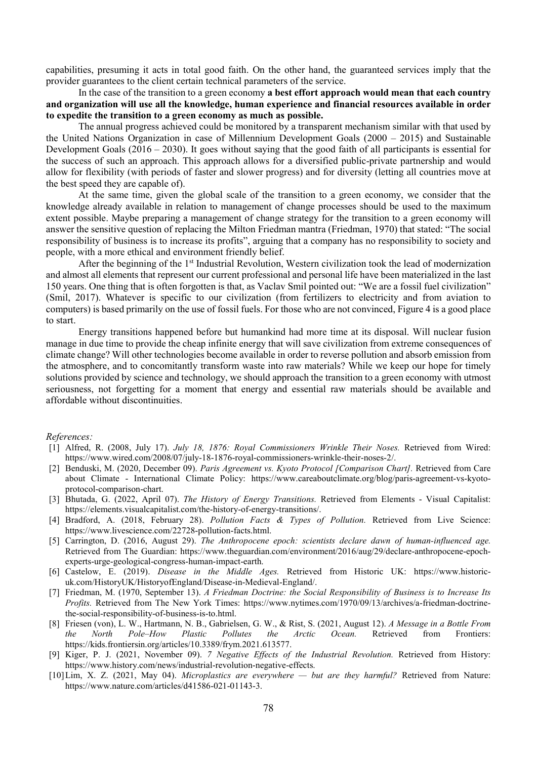capabilities, presuming it acts in total good faith. On the other hand, the guaranteed services imply that the provider guarantees to the client certain technical parameters of the service.

In the case of the transition to a green economy **a best effort approach would mean that each country and organization will use all the knowledge, human experience and financial resources available in order to expedite the transition to a green economy as much as possible.**

The annual progress achieved could be monitored by a transparent mechanism similar with that used by the United Nations Organization in case of Millennium Development Goals (2000 – 2015) and Sustainable Development Goals (2016 – 2030). It goes without saying that the good faith of all participants is essential for the success of such an approach. This approach allows for a diversified public-private partnership and would allow for flexibility (with periods of faster and slower progress) and for diversity (letting all countries move at the best speed they are capable of).

At the same time, given the global scale of the transition to a green economy, we consider that the knowledge already available in relation to management of change processes should be used to the maximum extent possible. Maybe preparing a management of change strategy for the transition to a green economy will answer the sensitive question of replacing the Milton Friedman mantra (Friedman, 1970) that stated: "The social responsibility of business is to increase its profits", arguing that a company has no responsibility to society and people, with a more ethical and environment friendly belief.

After the beginning of the 1st Industrial Revolution, Western civilization took the lead of modernization and almost all elements that represent our current professional and personal life have been materialized in the last 150 years. One thing that is often forgotten is that, as Vaclav Smil pointed out: "We are a fossil fuel civilization" (Smil, 2017). Whatever is specific to our civilization (from fertilizers to electricity and from aviation to computers) is based primarily on the use of fossil fuels. For those who are not convinced, Figure 4 is a good place to start.

Energy transitions happened before but humankind had more time at its disposal. Will nuclear fusion manage in due time to provide the cheap infinite energy that will save civilization from extreme consequences of climate change? Will other technologies become available in order to reverse pollution and absorb emission from the atmosphere, and to concomitantly transform waste into raw materials? While we keep our hope for timely solutions provided by science and technology, we should approach the transition to a green economy with utmost seriousness, not forgetting for a moment that energy and essential raw materials should be available and affordable without discontinuities.

*References:*

[1] Alfred, R. (2008, July 17). *July 18, 1876: Royal Commissioners Wrinkle Their Noses.* Retrieved from Wired: https://www.wired.com/2008/07/july-18-1876-royal-commissioners-wrinkle-their-noses-2/.

[2] Benduski, M. (2020, December 09). *Paris Agreement vs. Kyoto Protocol [Comparison Chart].* Retrieved from Care about Climate - International Climate Policy: https://www.careaboutclimate.org/blog/paris-agreement-vs-kyoto-protocol-comparison-chart.

[3] Bhutada, G. (2022, April 07). *The History of Energy Transitions.* Retrieved from Elements - Visual Capitalist: https://elements.visualcapitalist.com/the-history-of-energy-transitions/.

[4] Bradford, A. (2018, February 28). *Pollution Facts & Types of Pollution.* Retrieved from Live Science: https://www.livescience.com/22728-pollution-facts.html.

[5] Carrington, D. (2016, August 29). *The Anthropocene epoch: scientists declare dawn of human-influenced age.* Retrieved from The Guardian: https://www.theguardian.com/environment/2016/aug/29/declare-anthropocene-epoch-experts-urge-geological-congress-human-impact-earth.

[6] Castelow, E. (2019). *Disease in the Middle Ages.* Retrieved from Historic UK: https://www.historic-uk.com/HistoryUK/HistoryofEngland/Disease-in-Medieval-England/.

[7] Friedman, M. (1970, September 13). *A Friedman Doctrine: the Social Responsibility of Business is to Increase Its Profits.* Retrieved from The New York Times: https://www.nytimes.com/1970/09/13/archives/a-friedman-doctrine-the-social-responsibility-of-business-is-to.html.

[8] Friesen (von), L. W., Hartmann, N. B., Gabrielsen, G. W., & Rist, S. (2021, August 12). *A Message in a Bottle From the North Pole–How Plastic Pollutes the Arctic Ocean.* Retrieved from Frontiers: https://kids.frontiersin.org/articles/10.3389/frym.2021.613577.

[9] Kiger, P. J. (2021, November 09). *7 Negative Effects of the Industrial Revolution.* Retrieved from History: https://www.history.com/news/industrial-revolution-negative-effects.

[10] Lim, X. Z. (2021, May 04). *Microplastics are everywhere — but are they harmful?* Retrieved from Nature: https://www.nature.com/articles/d41586-021-01143-3.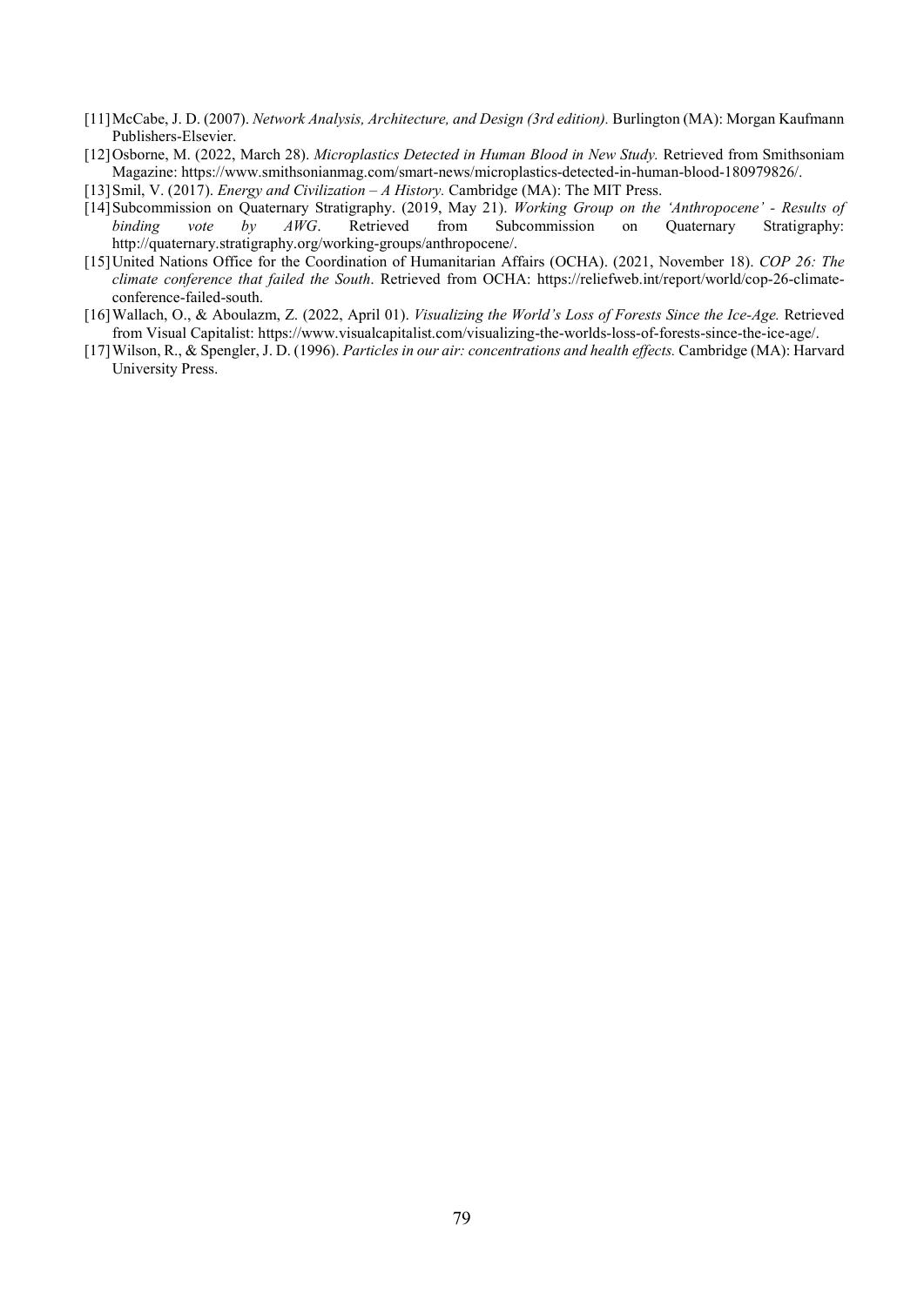[11] McCabe, J. D. (2007). *Network Analysis, Architecture, and Design (3rd edition).* Burlington (MA): Morgan Kaufmann Publishers-Elsevier.

[12] Osborne, M. (2022, March 28). *Microplastics Detected in Human Blood in New Study.* Retrieved from Smithsoniam Magazine: https://www.smithsonianmag.com/smart-news/microplastics-detected-in-human-blood-180979826/.

[13] Smil, V. (2017). *Energy and Civilization – A History.* Cambridge (MA): The MIT Press.

[14] Subcommission on Quaternary Stratigraphy. (2019, May 21). *Working Group on the 'Anthropocene' - Results of binding vote by AWG*. Retrieved from Subcommission on Quaternary Stratigraphy: http://quaternary.stratigraphy.org/working-groups/anthropocene/.

[15] United Nations Office for the Coordination of Humanitarian Affairs (OCHA). (2021, November 18). *COP 26: The climate conference that failed the South*. Retrieved from OCHA: https://reliefweb.int/report/world/cop-26-climate-conference-failed-south.

[16] Wallach, O., & Aboulazm, Z. (2022, April 01). *Visualizing the World's Loss of Forests Since the Ice-Age.* Retrieved from Visual Capitalist: https://www.visualcapitalist.com/visualizing-the-worlds-loss-of-forests-since-the-ice-age/.

[17] Wilson, R., & Spengler, J. D. (1996). *Particles in our air: concentrations and health effects.* Cambridge (MA): Harvard University Press.